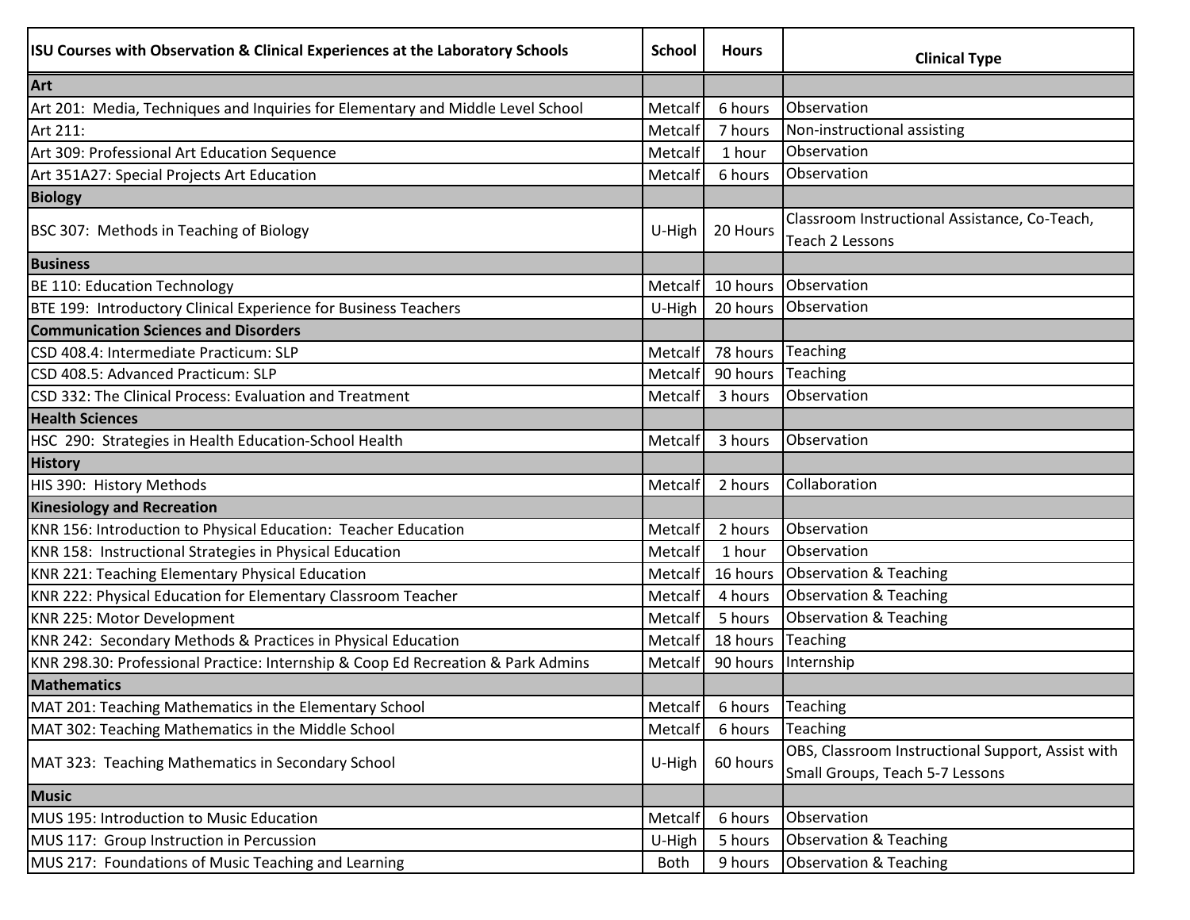| ISU Courses with Observation & Clinical Experiences at the Laboratory Schools | School | Hours | Clinical Type |
|---|---|---|---|
| **Art** | | | |
| Art 201: Media, Techniques and Inquiries for Elementary and Middle Level School | Metcalf | 6 hours | Observation |
| Art 211: | Metcalf | 7 hours | Non-instructional assisting |
| Art 309: Professional Art Education Sequence | Metcalf | 1 hour | Observation |
| Art 351A27: Special Projects Art Education | Metcalf | 6 hours | Observation |
| **Biology** | | | |
| BSC 307: Methods in Teaching of Biology | U-High | 20 Hours | Classroom Instructional Assistance, Co-Teach, Teach 2 Lessons |
| **Business** | | | |
| BE 110: Education Technology | Metcalf | 10 hours | Observation |
| BTE 199: Introductory Clinical Experience for Business Teachers | U-High | 20 hours | Observation |
| **Communication Sciences and Disorders** | | | |
| CSD 408.4: Intermediate Practicum: SLP | Metcalf | 78 hours | Teaching |
| CSD 408.5: Advanced Practicum: SLP | Metcalf | 90 hours | Teaching |
| CSD 332: The Clinical Process: Evaluation and Treatment | Metcalf | 3 hours | Observation |
| **Health Sciences** | | | |
| HSC 290: Strategies in Health Education-School Health | Metcalf | 3 hours | Observation |
| **History** | | | |
| HIS 390: History Methods | Metcalf | 2 hours | Collaboration |
| **Kinesiology and Recreation** | | | |
| KNR 156: Introduction to Physical Education: Teacher Education | Metcalf | 2 hours | Observation |
| KNR 158: Instructional Strategies in Physical Education | Metcalf | 1 hour | Observation |
| KNR 221: Teaching Elementary Physical Education | Metcalf | 16 hours | Observation & Teaching |
| KNR 222: Physical Education for Elementary Classroom Teacher | Metcalf | 4 hours | Observation & Teaching |
| KNR 225: Motor Development | Metcalf | 5 hours | Observation & Teaching |
| KNR 242: Secondary Methods & Practices in Physical Education | Metcalf | 18 hours | Teaching |
| KNR 298.30: Professional Practice: Internship & Coop Ed Recreation & Park Admins | Metcalf | 90 hours | Internship |
| **Mathematics** | | | |
| MAT 201: Teaching Mathematics in the Elementary School | Metcalf | 6 hours | Teaching |
| MAT 302: Teaching Mathematics in the Middle School | Metcalf | 6 hours | Teaching |
| MAT 323: Teaching Mathematics in Secondary School | U-High | 60 hours | OBS, Classroom Instructional Support, Assist with Small Groups, Teach 5-7 Lessons |
| **Music** | | | |
| MUS 195: Introduction to Music Education | Metcalf | 6 hours | Observation |
| MUS 117: Group Instruction in Percussion | U-High | 5 hours | Observation & Teaching |
| MUS 217: Foundations of Music Teaching and Learning | Both | 9 hours | Observation & Teaching |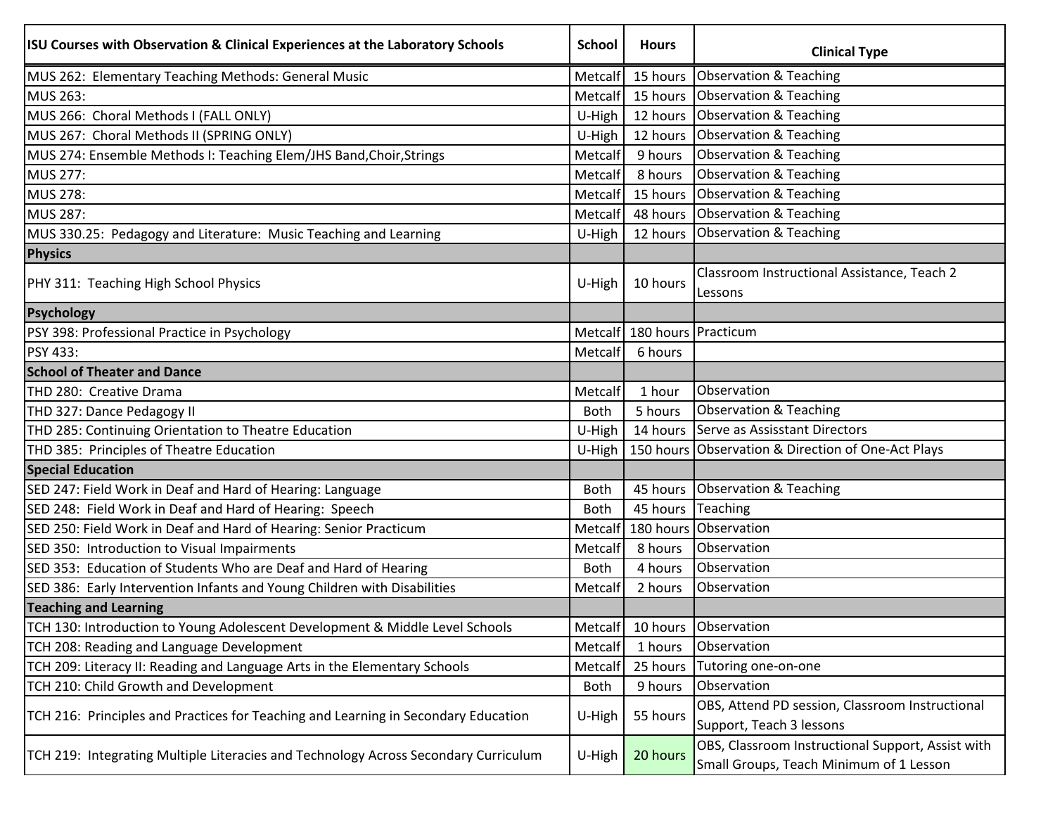| ISU Courses with Observation & Clinical Experiences at the Laboratory Schools | School | Hours | Clinical Type |
|---|---|---|---|
| MUS 262: Elementary Teaching Methods: General Music | Metcalf | 15 hours | Observation & Teaching |
| MUS 263: | Metcalf | 15 hours | Observation & Teaching |
| MUS 266: Choral Methods I (FALL ONLY) | U-High | 12 hours | Observation & Teaching |
| MUS 267: Choral Methods II (SPRING ONLY) | U-High | 12 hours | Observation & Teaching |
| MUS 274: Ensemble Methods I: Teaching Elem/JHS Band,Choir,Strings | Metcalf | 9 hours | Observation & Teaching |
| MUS 277: | Metcalf | 8 hours | Observation & Teaching |
| MUS 278: | Metcalf | 15 hours | Observation & Teaching |
| MUS 287: | Metcalf | 48 hours | Observation & Teaching |
| MUS 330.25: Pedagogy and Literature: Music Teaching and Learning | U-High | 12 hours | Observation & Teaching |
| **Physics** | | | |
| PHY 311: Teaching High School Physics | U-High | 10 hours | Classroom Instructional Assistance, Teach 2 Lessons |
| **Psychology** | | | |
| PSY 398: Professional Practice in Psychology | Metcalf | 180 hours | Practicum |
| PSY 433: | Metcalf | 6 hours | |
| **School of Theater and Dance** | | | |
| THD 280: Creative Drama | Metcalf | 1 hour | Observation |
| THD 327: Dance Pedagogy II | Both | 5 hours | Observation & Teaching |
| THD 285: Continuing Orientation to Theatre Education | U-High | 14 hours | Serve as Assisstant Directors |
| THD 385: Principles of Theatre Education | U-High | 150 hours | Observation & Direction of One-Act Plays |
| **Special Education** | | | |
| SED 247: Field Work in Deaf and Hard of Hearing: Language | Both | 45 hours | Observation & Teaching |
| SED 248: Field Work in Deaf and Hard of Hearing: Speech | Both | 45 hours | Teaching |
| SED 250: Field Work in Deaf and Hard of Hearing: Senior Practicum | Metcalf | 180 hours | Observation |
| SED 350: Introduction to Visual Impairments | Metcalf | 8 hours | Observation |
| SED 353: Education of Students Who are Deaf and Hard of Hearing | Both | 4 hours | Observation |
| SED 386: Early Intervention Infants and Young Children with Disabilities | Metcalf | 2 hours | Observation |
| **Teaching and Learning** | | | |
| TCH 130: Introduction to Young Adolescent Development & Middle Level Schools | Metcalf | 10 hours | Observation |
| TCH 208: Reading and Language Development | Metcalf | 1 hours | Observation |
| TCH 209: Literacy II: Reading and Language Arts in the Elementary Schools | Metcalf | 25 hours | Tutoring one-on-one |
| TCH 210: Child Growth and Development | Both | 9 hours | Observation |
| TCH 216: Principles and Practices for Teaching and Learning in Secondary Education | U-High | 55 hours | OBS, Attend PD session, Classroom Instructional Support, Teach 3 lessons |
| TCH 219: Integrating Multiple Literacies and Technology Across Secondary Curriculum | U-High | 20 hours | OBS, Classroom Instructional Support, Assist with Small Groups, Teach Minimum of 1 Lesson |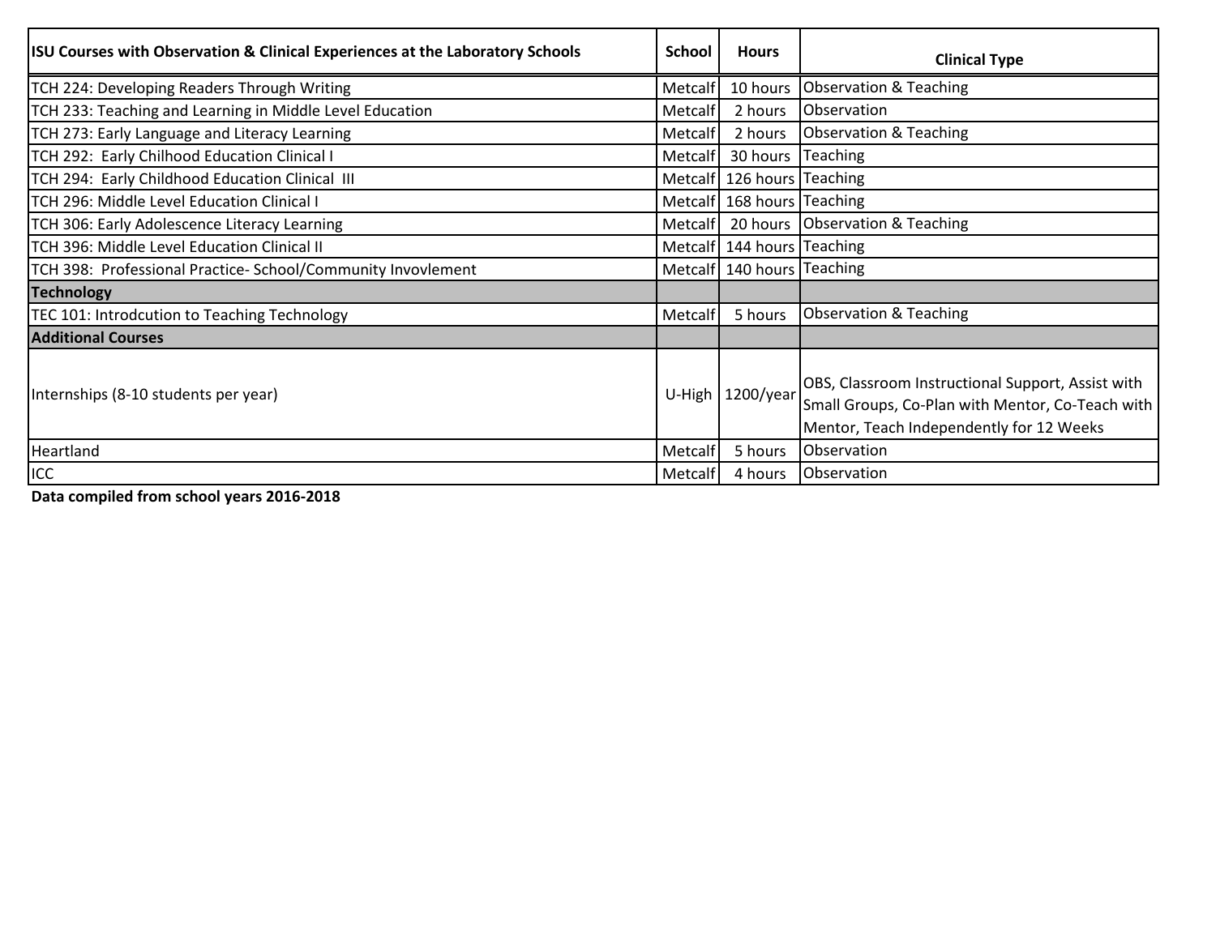| ISU Courses with Observation & Clinical Experiences at the Laboratory Schools | School | Hours | Clinical Type |
|---|---|---|---|
| TCH 224: Developing Readers Through Writing | Metcalf | 10 hours | Observation & Teaching |
| TCH 233: Teaching and Learning in Middle Level Education | Metcalf | 2 hours | Observation |
| TCH 273: Early Language and Literacy Learning | Metcalf | 2 hours | Observation & Teaching |
| TCH 292: Early Chilhood Education Clinical I | Metcalf | 30 hours | Teaching |
| TCH 294: Early Childhood Education Clinical III | Metcalf | 126 hours | Teaching |
| TCH 296: Middle Level Education Clinical I | Metcalf | 168 hours | Teaching |
| TCH 306: Early Adolescence Literacy Learning | Metcalf | 20 hours | Observation & Teaching |
| TCH 396: Middle Level Education Clinical II | Metcalf | 144 hours | Teaching |
| TCH 398: Professional Practice- School/Community Invovlement | Metcalf | 140 hours | Teaching |
| **Technology** | | | |
| TEC 101: Introdcution to Teaching Technology | Metcalf | 5 hours | Observation & Teaching |
| **Additional Courses** | | | |
| Internships (8-10 students per year) | U-High | 1200/year | OBS, Classroom Instructional Support, Assist with Small Groups, Co-Plan with Mentor, Co-Teach with Mentor, Teach Independently for 12 Weeks |
| Heartland | Metcalf | 5 hours | Observation |
| ICC | Metcalf | 4 hours | Observation |

**Data compiled from school years 2016-2018**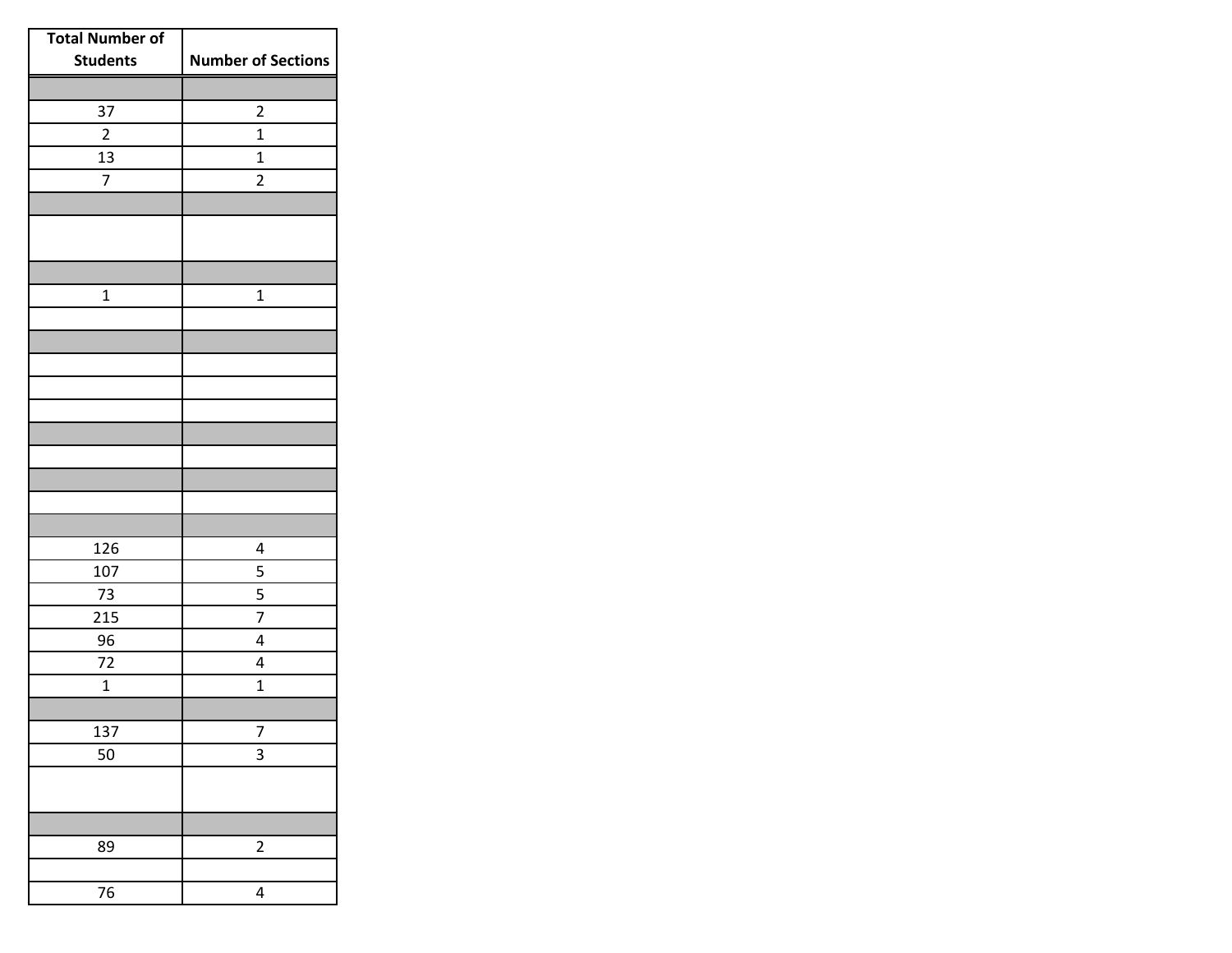| Total Number of Students | Number of Sections |
|---|---|
| | |
| 37 | 2 |
| 2 | 1 |
| 13 | 1 |
| 7 | 2 |
| | |
| | |
| | |
| 1 | 1 |
| | |
| | |
| | |
| | |
| | |
| | |
| | |
| | |
| | |
| | |
| 126 | 4 |
| 107 | 5 |
| 73 | 5 |
| 215 | 7 |
| 96 | 4 |
| 72 | 4 |
| 1 | 1 |
| | |
| 137 | 7 |
| 50 | 3 |
| | |
| | |
| 89 | 2 |
| | |
| 76 | 4 |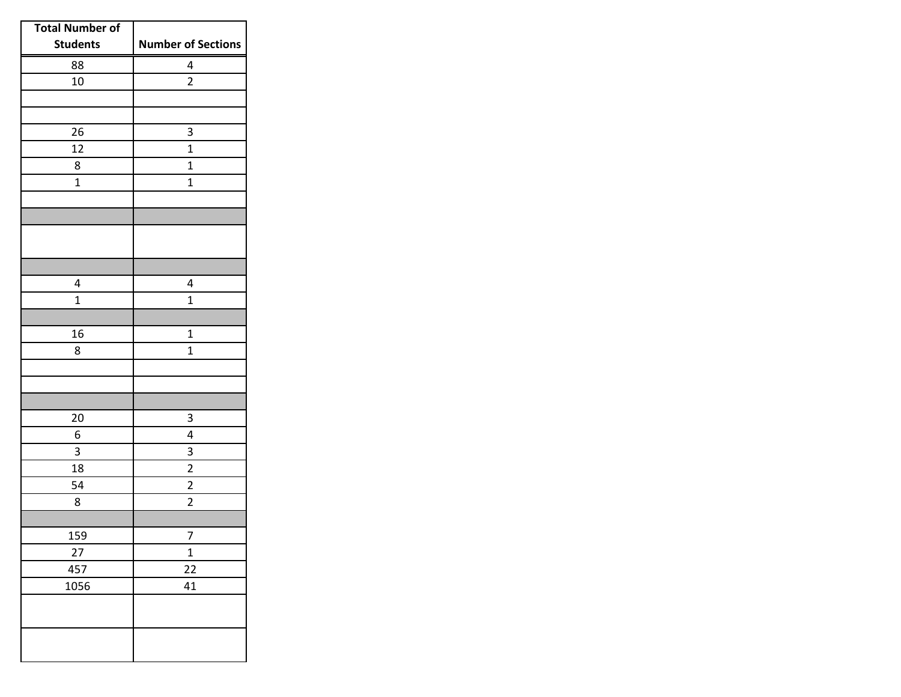| Total Number of Students | Number of Sections |
|---|---|
| 88 | 4 |
| 10 | 2 |
| | |
| | |
| 26 | 3 |
| 12 | 1 |
| 8 | 1 |
| 1 | 1 |
| | |
| | |
| | |
| | |
| 4 | 4 |
| 1 | 1 |
| | |
| 16 | 1 |
| 8 | 1 |
| | |
| | |
| | |
| 20 | 3 |
| 6 | 4 |
| 3 | 3 |
| 18 | 2 |
| 54 | 2 |
| 8 | 2 |
| | |
| 159 | 7 |
| 27 | 1 |
| 457 | 22 |
| 1056 | 41 |
| | |
| | |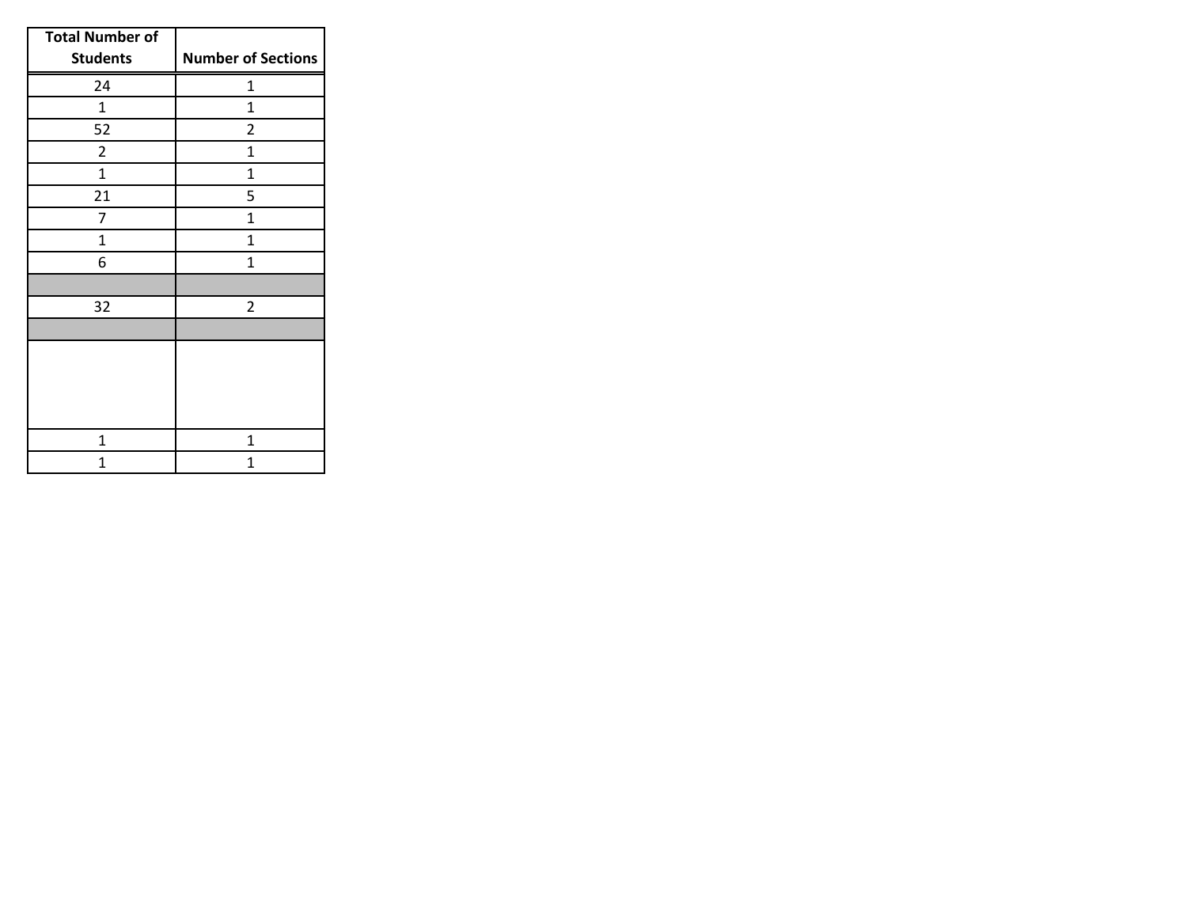| Total Number of Students | Number of Sections |
| --- | --- |
| 24 | 1 |
| 1 | 1 |
| 52 | 2 |
| 2 | 1 |
| 1 | 1 |
| 21 | 5 |
| 7 | 1 |
| 1 | 1 |
| 6 | 1 |
| | |
| 32 | 2 |
| | |
| | |
| 1 | 1 |
| 1 | 1 |